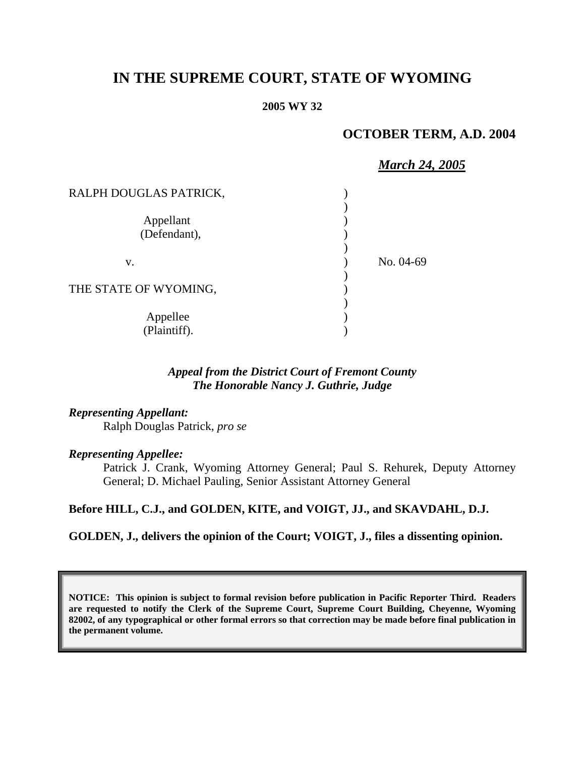# IN THE SUPREME COURT, STATE OF WYOMING

**2005 WY 32**

**OCTOBER TERM, A.D. 2004**

***March 24, 2005***

RALPH DOUGLAS PATRICK,

Appellant
(Defendant),

v.

THE STATE OF WYOMING,

Appellee
(Plaintiff).

No. 04-69

***Appeal from the District Court of Fremont County***
***The Honorable Nancy J. Guthrie, Judge***

***Representing Appellant:***

Ralph Douglas Patrick, *pro se*

***Representing Appellee:***

Patrick J. Crank, Wyoming Attorney General; Paul S. Rehurek, Deputy Attorney General; D. Michael Pauling, Senior Assistant Attorney General

**Before HILL, C.J., and GOLDEN, KITE, and VOIGT, JJ., and SKAVDAHL, D.J.**

**GOLDEN, J., delivers the opinion of the Court; VOIGT, J., files a dissenting opinion.**

**NOTICE: This opinion is subject to formal revision before publication in Pacific Reporter Third. Readers are requested to notify the Clerk of the Supreme Court, Supreme Court Building, Cheyenne, Wyoming 82002, of any typographical or other formal errors so that correction may be made before final publication in the permanent volume.**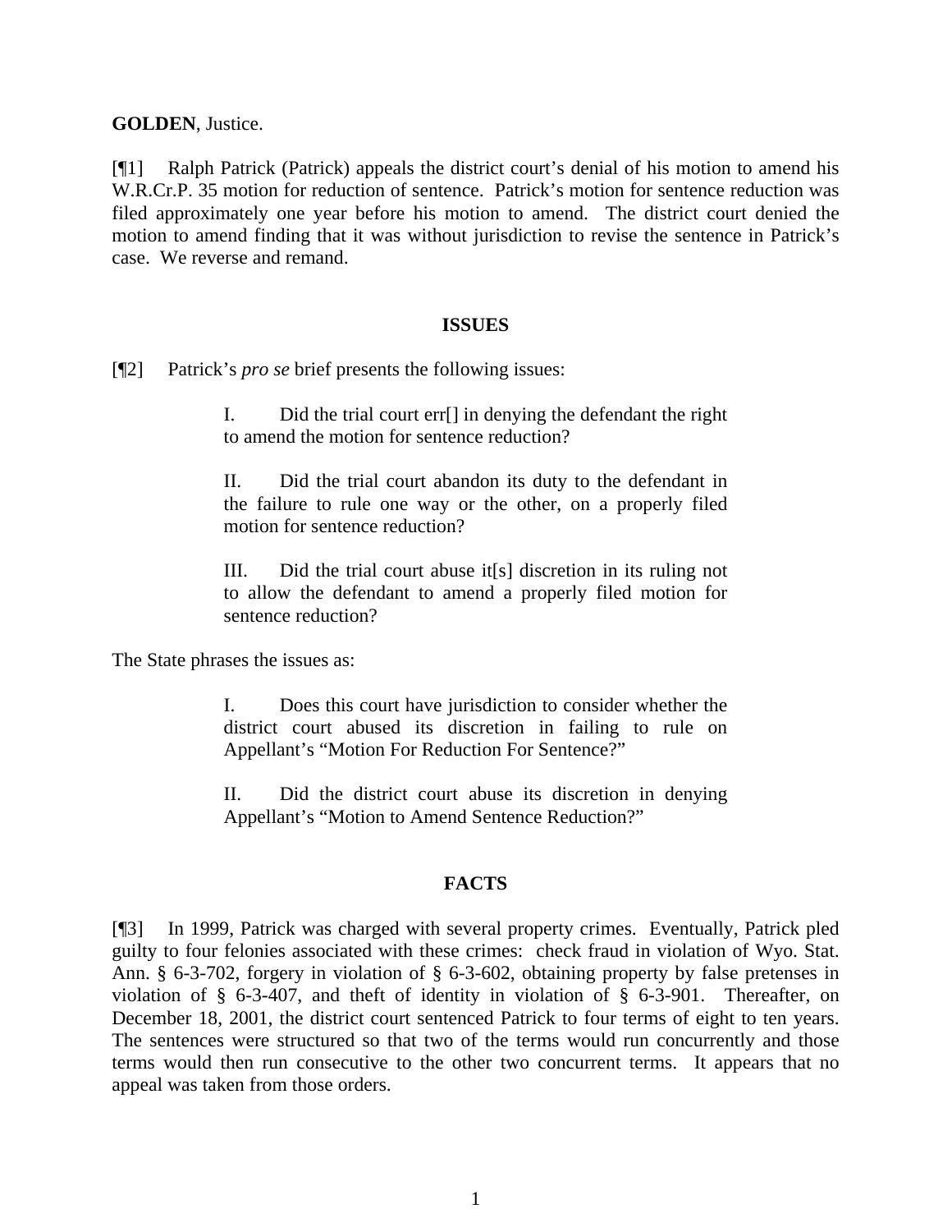**GOLDEN**, Justice.

[¶1] Ralph Patrick (Patrick) appeals the district court's denial of his motion to amend his W.R.Cr.P. 35 motion for reduction of sentence. Patrick's motion for sentence reduction was filed approximately one year before his motion to amend. The district court denied the motion to amend finding that it was without jurisdiction to revise the sentence in Patrick's case. We reverse and remand.

## ISSUES

[¶2] Patrick's *pro se* brief presents the following issues:

> I. Did the trial court err[] in denying the defendant the right to amend the motion for sentence reduction?
>
> II. Did the trial court abandon its duty to the defendant in the failure to rule one way or the other, on a properly filed motion for sentence reduction?
>
> III. Did the trial court abuse it[s] discretion in its ruling not to allow the defendant to amend a properly filed motion for sentence reduction?

The State phrases the issues as:

> I. Does this court have jurisdiction to consider whether the district court abused its discretion in failing to rule on Appellant's "Motion For Reduction For Sentence?"
>
> II. Did the district court abuse its discretion in denying Appellant's "Motion to Amend Sentence Reduction?"

## FACTS

[¶3] In 1999, Patrick was charged with several property crimes. Eventually, Patrick pled guilty to four felonies associated with these crimes: check fraud in violation of Wyo. Stat. Ann. § 6-3-702, forgery in violation of § 6-3-602, obtaining property by false pretenses in violation of § 6-3-407, and theft of identity in violation of § 6-3-901. Thereafter, on December 18, 2001, the district court sentenced Patrick to four terms of eight to ten years. The sentences were structured so that two of the terms would run concurrently and those terms would then run consecutive to the other two concurrent terms. It appears that no appeal was taken from those orders.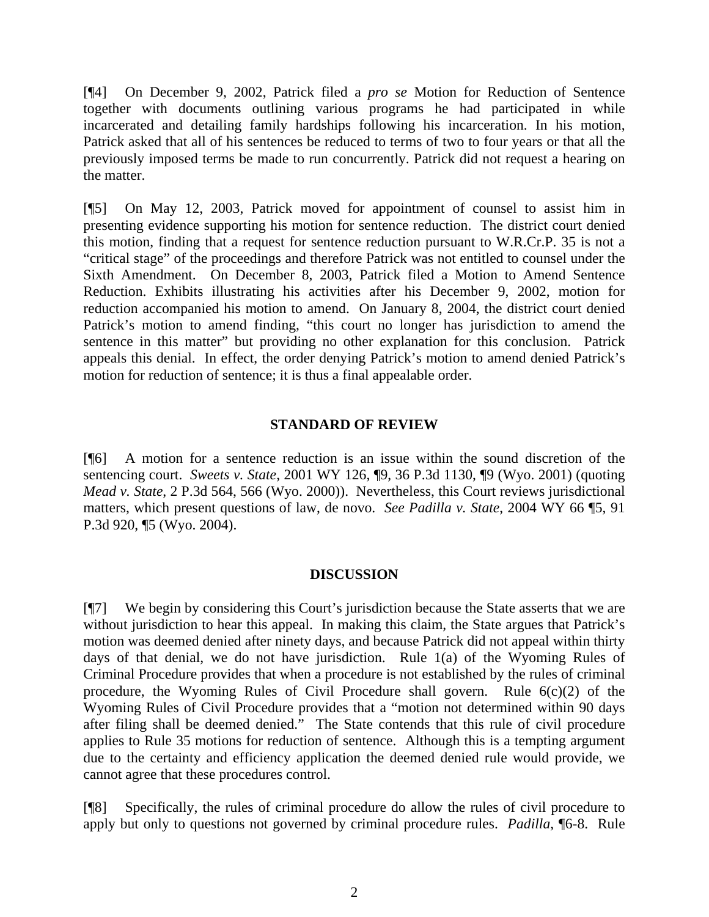[¶4] On December 9, 2002, Patrick filed a *pro se* Motion for Reduction of Sentence together with documents outlining various programs he had participated in while incarcerated and detailing family hardships following his incarceration. In his motion, Patrick asked that all of his sentences be reduced to terms of two to four years or that all the previously imposed terms be made to run concurrently. Patrick did not request a hearing on the matter.

[¶5] On May 12, 2003, Patrick moved for appointment of counsel to assist him in presenting evidence supporting his motion for sentence reduction. The district court denied this motion, finding that a request for sentence reduction pursuant to W.R.Cr.P. 35 is not a "critical stage" of the proceedings and therefore Patrick was not entitled to counsel under the Sixth Amendment. On December 8, 2003, Patrick filed a Motion to Amend Sentence Reduction. Exhibits illustrating his activities after his December 9, 2002, motion for reduction accompanied his motion to amend. On January 8, 2004, the district court denied Patrick's motion to amend finding, "this court no longer has jurisdiction to amend the sentence in this matter" but providing no other explanation for this conclusion. Patrick appeals this denial. In effect, the order denying Patrick's motion to amend denied Patrick's motion for reduction of sentence; it is thus a final appealable order.

## STANDARD OF REVIEW

[¶6] A motion for a sentence reduction is an issue within the sound discretion of the sentencing court. *Sweets v. State*, 2001 WY 126, ¶9, 36 P.3d 1130, ¶9 (Wyo. 2001) (quoting *Mead v. State*, 2 P.3d 564, 566 (Wyo. 2000)). Nevertheless, this Court reviews jurisdictional matters, which present questions of law, de novo. *See Padilla v. State*, 2004 WY 66 ¶5, 91 P.3d 920, ¶5 (Wyo. 2004).

## DISCUSSION

[¶7] We begin by considering this Court's jurisdiction because the State asserts that we are without jurisdiction to hear this appeal. In making this claim, the State argues that Patrick's motion was deemed denied after ninety days, and because Patrick did not appeal within thirty days of that denial, we do not have jurisdiction. Rule 1(a) of the Wyoming Rules of Criminal Procedure provides that when a procedure is not established by the rules of criminal procedure, the Wyoming Rules of Civil Procedure shall govern. Rule 6(c)(2) of the Wyoming Rules of Civil Procedure provides that a "motion not determined within 90 days after filing shall be deemed denied." The State contends that this rule of civil procedure applies to Rule 35 motions for reduction of sentence. Although this is a tempting argument due to the certainty and efficiency application the deemed denied rule would provide, we cannot agree that these procedures control.

[¶8] Specifically, the rules of criminal procedure do allow the rules of civil procedure to apply but only to questions not governed by criminal procedure rules. *Padilla*, ¶6-8. Rule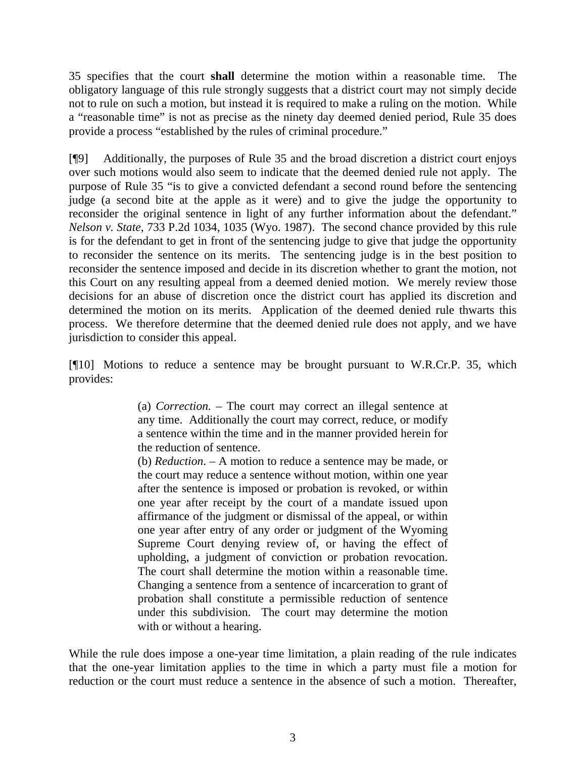35 specifies that the court **shall** determine the motion within a reasonable time. The obligatory language of this rule strongly suggests that a district court may not simply decide not to rule on such a motion, but instead it is required to make a ruling on the motion. While a "reasonable time" is not as precise as the ninety day deemed denied period, Rule 35 does provide a process "established by the rules of criminal procedure."

[¶9] Additionally, the purposes of Rule 35 and the broad discretion a district court enjoys over such motions would also seem to indicate that the deemed denied rule not apply. The purpose of Rule 35 "is to give a convicted defendant a second round before the sentencing judge (a second bite at the apple as it were) and to give the judge the opportunity to reconsider the original sentence in light of any further information about the defendant." *Nelson v. State*, 733 P.2d 1034, 1035 (Wyo. 1987). The second chance provided by this rule is for the defendant to get in front of the sentencing judge to give that judge the opportunity to reconsider the sentence on its merits. The sentencing judge is in the best position to reconsider the sentence imposed and decide in its discretion whether to grant the motion, not this Court on any resulting appeal from a deemed denied motion. We merely review those decisions for an abuse of discretion once the district court has applied its discretion and determined the motion on its merits. Application of the deemed denied rule thwarts this process. We therefore determine that the deemed denied rule does not apply, and we have jurisdiction to consider this appeal.

[¶10] Motions to reduce a sentence may be brought pursuant to W.R.Cr.P. 35, which provides:

> (a) *Correction.* – The court may correct an illegal sentence at any time. Additionally the court may correct, reduce, or modify a sentence within the time and in the manner provided herein for the reduction of sentence.
>
> (b) *Reduction*. – A motion to reduce a sentence may be made, or the court may reduce a sentence without motion, within one year after the sentence is imposed or probation is revoked, or within one year after receipt by the court of a mandate issued upon affirmance of the judgment or dismissal of the appeal, or within one year after entry of any order or judgment of the Wyoming Supreme Court denying review of, or having the effect of upholding, a judgment of conviction or probation revocation. The court shall determine the motion within a reasonable time. Changing a sentence from a sentence of incarceration to grant of probation shall constitute a permissible reduction of sentence under this subdivision. The court may determine the motion with or without a hearing.

While the rule does impose a one-year time limitation, a plain reading of the rule indicates that the one-year limitation applies to the time in which a party must file a motion for reduction or the court must reduce a sentence in the absence of such a motion. Thereafter,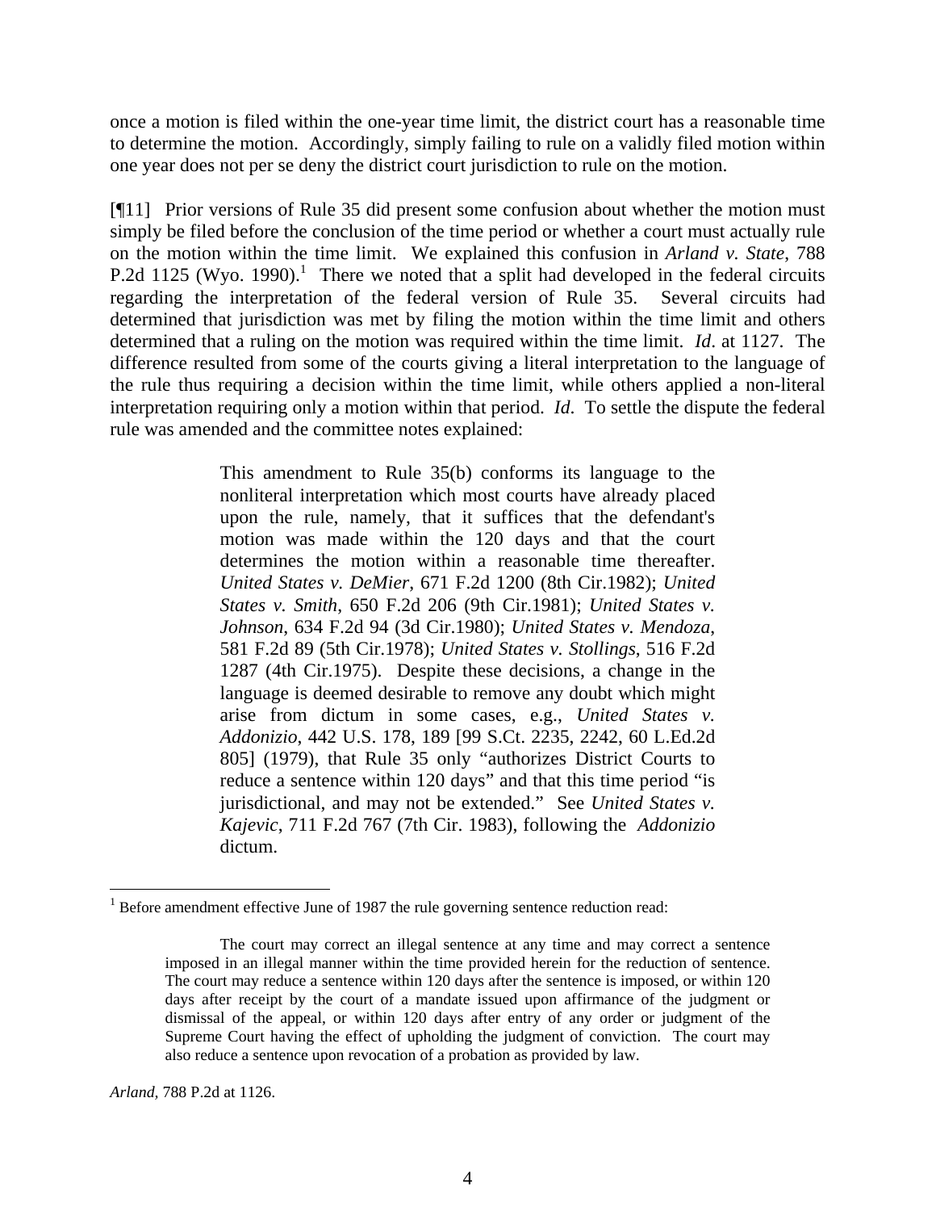once a motion is filed within the one-year time limit, the district court has a reasonable time to determine the motion. Accordingly, simply failing to rule on a validly filed motion within one year does not per se deny the district court jurisdiction to rule on the motion.

[¶11] Prior versions of Rule 35 did present some confusion about whether the motion must simply be filed before the conclusion of the time period or whether a court must actually rule on the motion within the time limit. We explained this confusion in *Arland v. State*, 788 P.2d 1125 (Wyo. 1990).[1] There we noted that a split had developed in the federal circuits regarding the interpretation of the federal version of Rule 35. Several circuits had determined that jurisdiction was met by filing the motion within the time limit and others determined that a ruling on the motion was required within the time limit. *Id*. at 1127. The difference resulted from some of the courts giving a literal interpretation to the language of the rule thus requiring a decision within the time limit, while others applied a non-literal interpretation requiring only a motion within that period. *Id*. To settle the dispute the federal rule was amended and the committee notes explained:

> This amendment to Rule 35(b) conforms its language to the nonliteral interpretation which most courts have already placed upon the rule, namely, that it suffices that the defendant's motion was made within the 120 days and that the court determines the motion within a reasonable time thereafter. *United States v. DeMier*, 671 F.2d 1200 (8th Cir.1982); *United States v. Smith*, 650 F.2d 206 (9th Cir.1981); *United States v. Johnson*, 634 F.2d 94 (3d Cir.1980); *United States v. Mendoza*, 581 F.2d 89 (5th Cir.1978); *United States v. Stollings*, 516 F.2d 1287 (4th Cir.1975). Despite these decisions, a change in the language is deemed desirable to remove any doubt which might arise from dictum in some cases, e.g., *United States v. Addonizio*, 442 U.S. 178, 189 [99 S.Ct. 2235, 2242, 60 L.Ed.2d 805] (1979), that Rule 35 only "authorizes District Courts to reduce a sentence within 120 days" and that this time period "is jurisdictional, and may not be extended." See *United States v. Kajevic*, 711 F.2d 767 (7th Cir. 1983), following the *Addonizio* dictum.

---

[1] Before amendment effective June of 1987 the rule governing sentence reduction read:

> The court may correct an illegal sentence at any time and may correct a sentence imposed in an illegal manner within the time provided herein for the reduction of sentence. The court may reduce a sentence within 120 days after the sentence is imposed, or within 120 days after receipt by the court of a mandate issued upon affirmance of the judgment or dismissal of the appeal, or within 120 days after entry of any order or judgment of the Supreme Court having the effect of upholding the judgment of conviction. The court may also reduce a sentence upon revocation of a probation as provided by law.

*Arland*, 788 P.2d at 1126.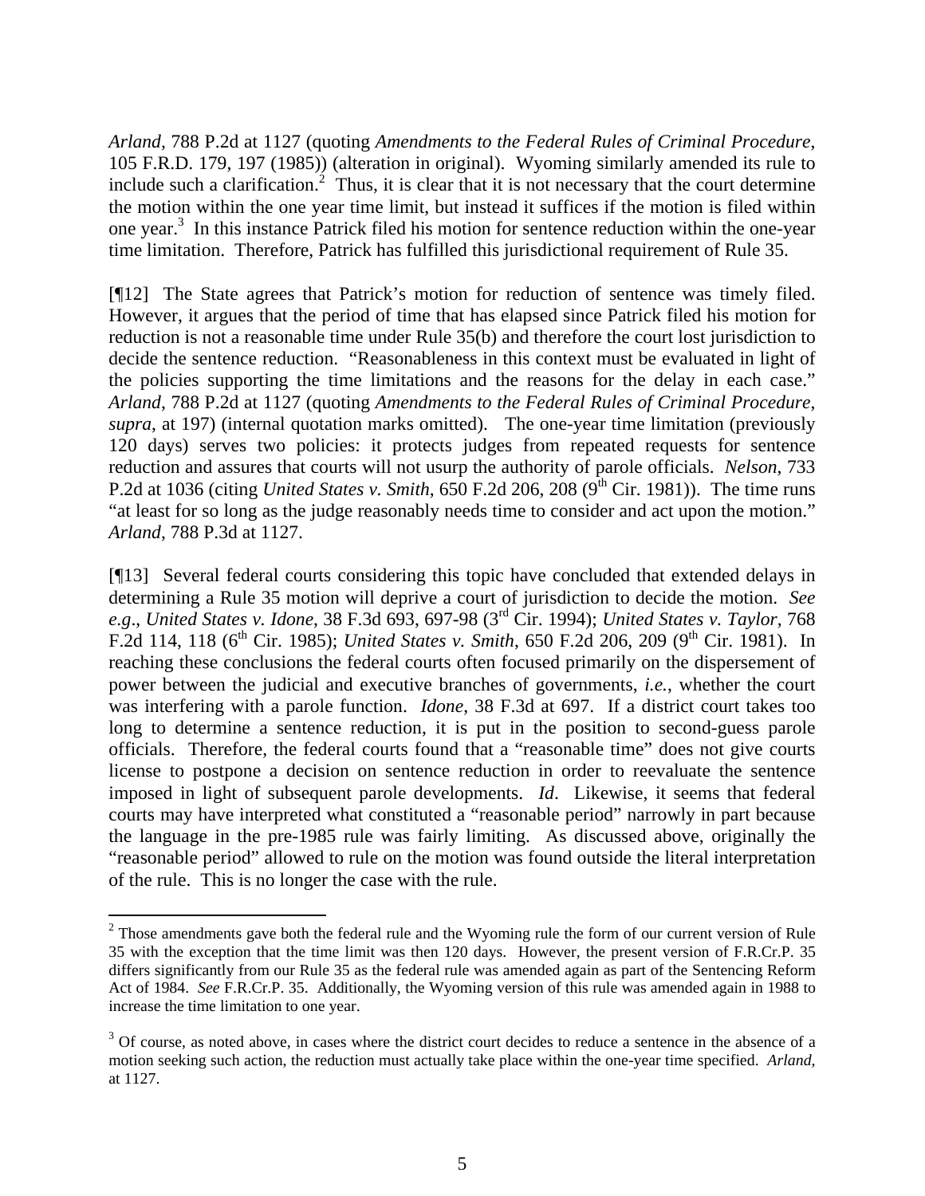*Arland*, 788 P.2d at 1127 (quoting *Amendments to the Federal Rules of Criminal Procedure*, 105 F.R.D. 179, 197 (1985)) (alteration in original). Wyoming similarly amended its rule to include such a clarification.[2] Thus, it is clear that it is not necessary that the court determine the motion within the one year time limit, but instead it suffices if the motion is filed within one year.[3] In this instance Patrick filed his motion for sentence reduction within the one-year time limitation. Therefore, Patrick has fulfilled this jurisdictional requirement of Rule 35.

[¶12] The State agrees that Patrick's motion for reduction of sentence was timely filed. However, it argues that the period of time that has elapsed since Patrick filed his motion for reduction is not a reasonable time under Rule 35(b) and therefore the court lost jurisdiction to decide the sentence reduction. "Reasonableness in this context must be evaluated in light of the policies supporting the time limitations and the reasons for the delay in each case." *Arland*, 788 P.2d at 1127 (quoting *Amendments to the Federal Rules of Criminal Procedure*, *supra*, at 197) (internal quotation marks omitted). The one-year time limitation (previously 120 days) serves two policies: it protects judges from repeated requests for sentence reduction and assures that courts will not usurp the authority of parole officials. *Nelson*, 733 P.2d at 1036 (citing *United States v. Smith*, 650 F.2d 206, 208 (9th Cir. 1981)). The time runs "at least for so long as the judge reasonably needs time to consider and act upon the motion." *Arland*, 788 P.3d at 1127.

[¶13] Several federal courts considering this topic have concluded that extended delays in determining a Rule 35 motion will deprive a court of jurisdiction to decide the motion. *See e.g*., *United States v. Idone*, 38 F.3d 693, 697-98 (3rd Cir. 1994); *United States v. Taylor*, 768 F.2d 114, 118 (6th Cir. 1985); *United States v. Smith*, 650 F.2d 206, 209 (9th Cir. 1981). In reaching these conclusions the federal courts often focused primarily on the dispersement of power between the judicial and executive branches of governments, *i.e.*, whether the court was interfering with a parole function. *Idone*, 38 F.3d at 697. If a district court takes too long to determine a sentence reduction, it is put in the position to second-guess parole officials. Therefore, the federal courts found that a "reasonable time" does not give courts license to postpone a decision on sentence reduction in order to reevaluate the sentence imposed in light of subsequent parole developments. *Id*. Likewise, it seems that federal courts may have interpreted what constituted a "reasonable period" narrowly in part because the language in the pre-1985 rule was fairly limiting. As discussed above, originally the "reasonable period" allowed to rule on the motion was found outside the literal interpretation of the rule. This is no longer the case with the rule.

---

[2] Those amendments gave both the federal rule and the Wyoming rule the form of our current version of Rule 35 with the exception that the time limit was then 120 days. However, the present version of F.R.Cr.P. 35 differs significantly from our Rule 35 as the federal rule was amended again as part of the Sentencing Reform Act of 1984. *See* F.R.Cr.P. 35. Additionally, the Wyoming version of this rule was amended again in 1988 to increase the time limitation to one year.

[3] Of course, as noted above, in cases where the district court decides to reduce a sentence in the absence of a motion seeking such action, the reduction must actually take place within the one-year time specified. *Arland*, at 1127.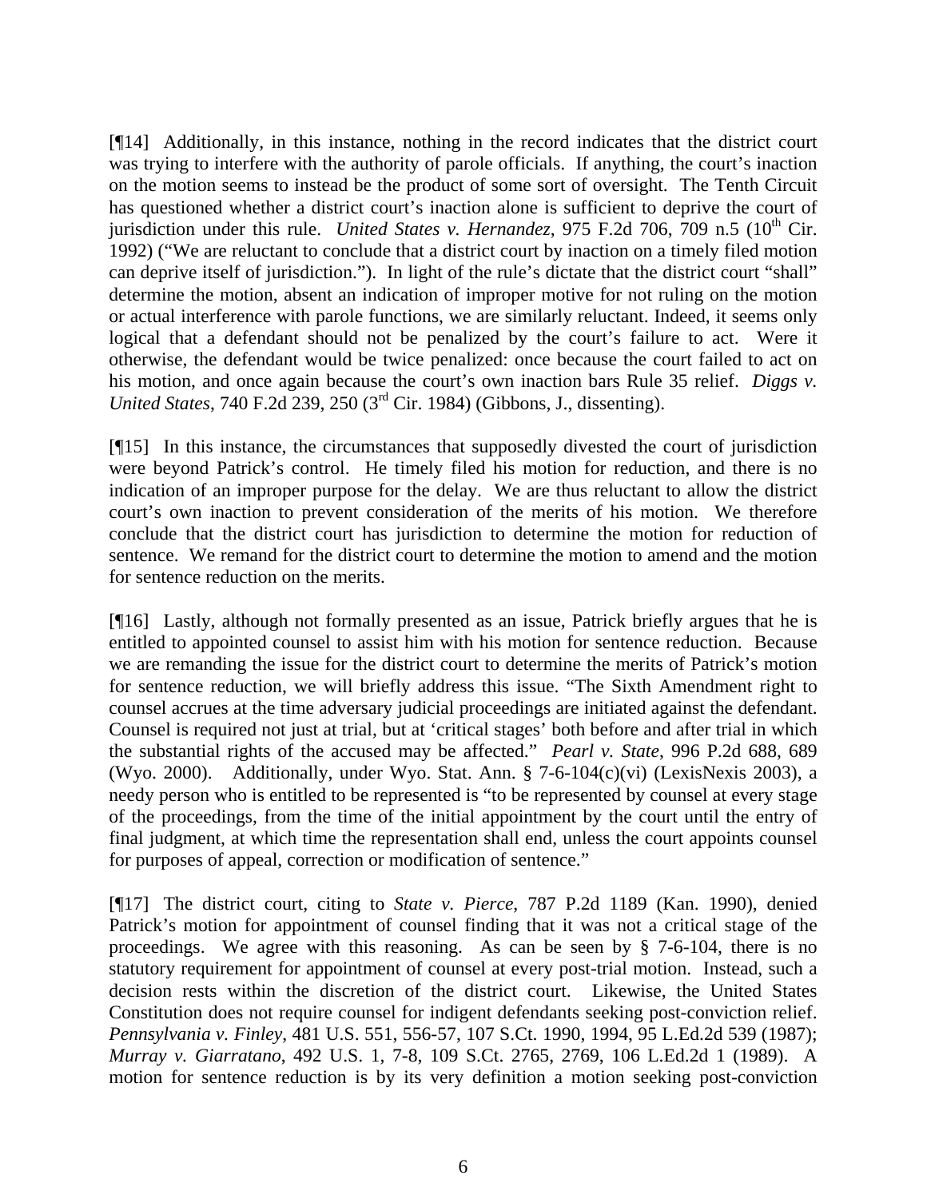[¶14] Additionally, in this instance, nothing in the record indicates that the district court was trying to interfere with the authority of parole officials. If anything, the court's inaction on the motion seems to instead be the product of some sort of oversight. The Tenth Circuit has questioned whether a district court's inaction alone is sufficient to deprive the court of jurisdiction under this rule. *United States v. Hernandez*, 975 F.2d 706, 709 n.5 (10th Cir. 1992) ("We are reluctant to conclude that a district court by inaction on a timely filed motion can deprive itself of jurisdiction."). In light of the rule's dictate that the district court "shall" determine the motion, absent an indication of improper motive for not ruling on the motion or actual interference with parole functions, we are similarly reluctant. Indeed, it seems only logical that a defendant should not be penalized by the court's failure to act. Were it otherwise, the defendant would be twice penalized: once because the court failed to act on his motion, and once again because the court's own inaction bars Rule 35 relief. *Diggs v. United States*, 740 F.2d 239, 250 (3rd Cir. 1984) (Gibbons, J., dissenting).

[¶15] In this instance, the circumstances that supposedly divested the court of jurisdiction were beyond Patrick's control. He timely filed his motion for reduction, and there is no indication of an improper purpose for the delay. We are thus reluctant to allow the district court's own inaction to prevent consideration of the merits of his motion. We therefore conclude that the district court has jurisdiction to determine the motion for reduction of sentence. We remand for the district court to determine the motion to amend and the motion for sentence reduction on the merits.

[¶16] Lastly, although not formally presented as an issue, Patrick briefly argues that he is entitled to appointed counsel to assist him with his motion for sentence reduction. Because we are remanding the issue for the district court to determine the merits of Patrick's motion for sentence reduction, we will briefly address this issue. "The Sixth Amendment right to counsel accrues at the time adversary judicial proceedings are initiated against the defendant. Counsel is required not just at trial, but at 'critical stages' both before and after trial in which the substantial rights of the accused may be affected." *Pearl v. State*, 996 P.2d 688, 689 (Wyo. 2000). Additionally, under Wyo. Stat. Ann. § 7-6-104(c)(vi) (LexisNexis 2003), a needy person who is entitled to be represented is "to be represented by counsel at every stage of the proceedings, from the time of the initial appointment by the court until the entry of final judgment, at which time the representation shall end, unless the court appoints counsel for purposes of appeal, correction or modification of sentence."

[¶17] The district court, citing to *State v. Pierce*, 787 P.2d 1189 (Kan. 1990), denied Patrick's motion for appointment of counsel finding that it was not a critical stage of the proceedings. We agree with this reasoning. As can be seen by § 7-6-104, there is no statutory requirement for appointment of counsel at every post-trial motion. Instead, such a decision rests within the discretion of the district court. Likewise, the United States Constitution does not require counsel for indigent defendants seeking post-conviction relief. *Pennsylvania v. Finley*, 481 U.S. 551, 556-57, 107 S.Ct. 1990, 1994, 95 L.Ed.2d 539 (1987); *Murray v. Giarratano*, 492 U.S. 1, 7-8, 109 S.Ct. 2765, 2769, 106 L.Ed.2d 1 (1989). A motion for sentence reduction is by its very definition a motion seeking post-conviction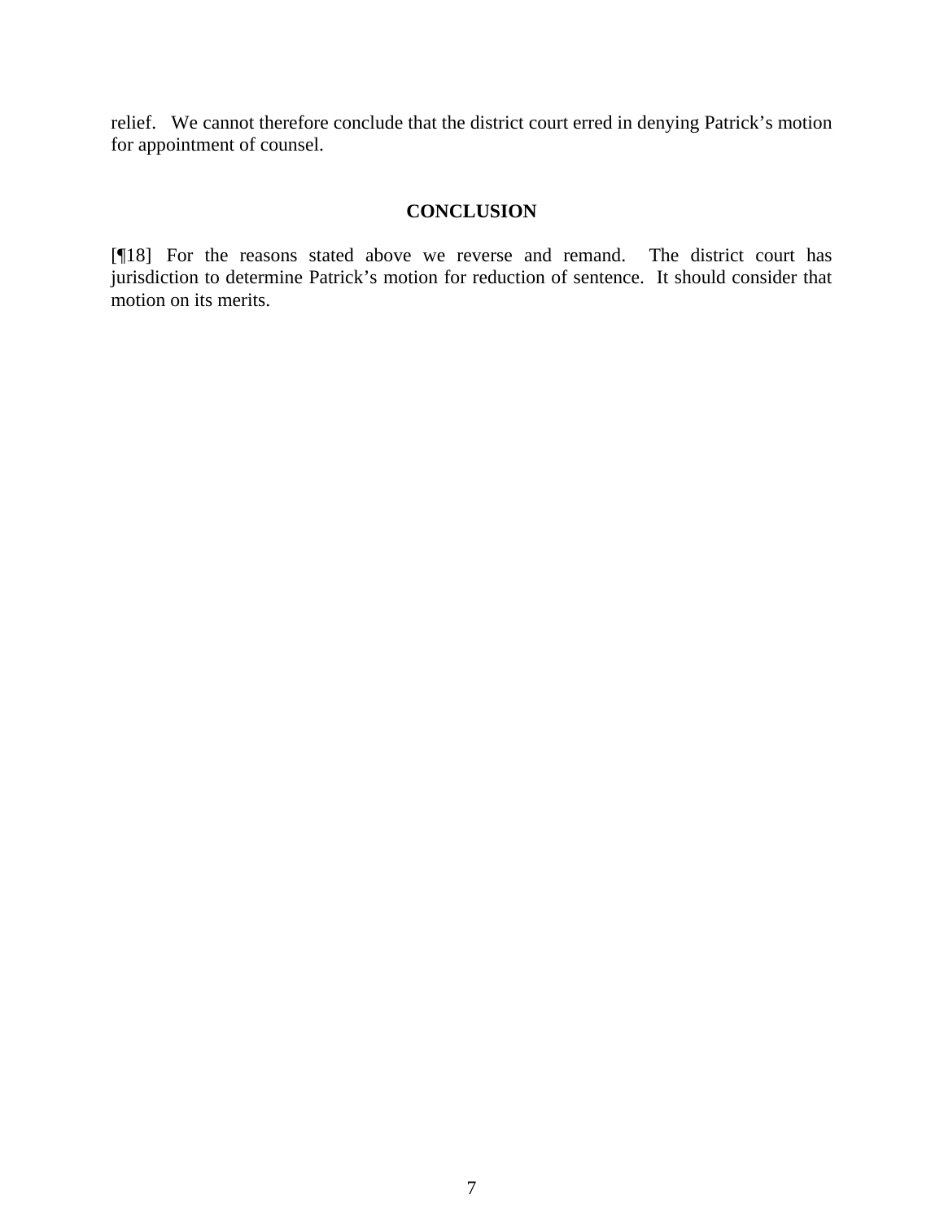relief. We cannot therefore conclude that the district court erred in denying Patrick's motion for appointment of counsel.

## CONCLUSION

[¶18] For the reasons stated above we reverse and remand. The district court has jurisdiction to determine Patrick's motion for reduction of sentence. It should consider that motion on its merits.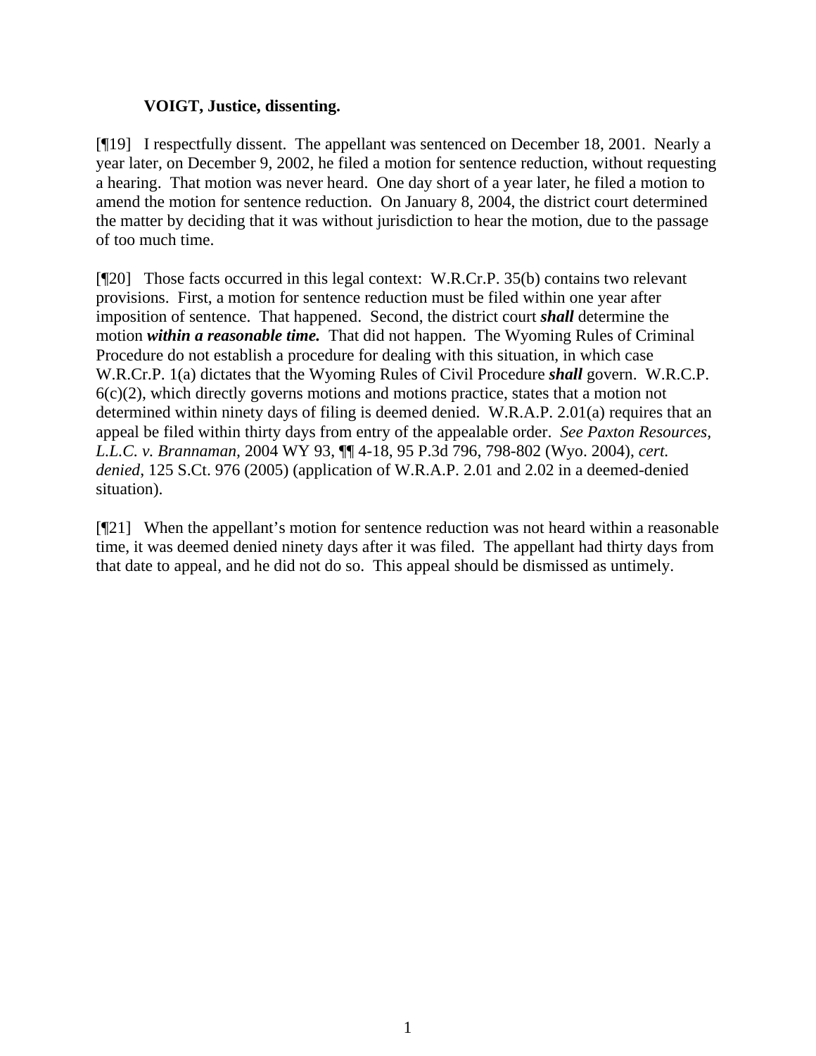**VOIGT, Justice, dissenting.**

[¶19] I respectfully dissent. The appellant was sentenced on December 18, 2001. Nearly a year later, on December 9, 2002, he filed a motion for sentence reduction, without requesting a hearing. That motion was never heard. One day short of a year later, he filed a motion to amend the motion for sentence reduction. On January 8, 2004, the district court determined the matter by deciding that it was without jurisdiction to hear the motion, due to the passage of too much time.

[¶20] Those facts occurred in this legal context: W.R.Cr.P. 35(b) contains two relevant provisions. First, a motion for sentence reduction must be filed within one year after imposition of sentence. That happened. Second, the district court ***shall*** determine the motion ***within a reasonable time.*** That did not happen. The Wyoming Rules of Criminal Procedure do not establish a procedure for dealing with this situation, in which case W.R.Cr.P. 1(a) dictates that the Wyoming Rules of Civil Procedure ***shall*** govern. W.R.C.P. 6(c)(2), which directly governs motions and motions practice, states that a motion not determined within ninety days of filing is deemed denied. W.R.A.P. 2.01(a) requires that an appeal be filed within thirty days from entry of the appealable order. *See Paxton Resources, L.L.C. v. Brannaman*, 2004 WY 93, ¶¶ 4-18, 95 P.3d 796, 798-802 (Wyo. 2004), *cert. denied*, 125 S.Ct. 976 (2005) (application of W.R.A.P. 2.01 and 2.02 in a deemed-denied situation).

[¶21] When the appellant's motion for sentence reduction was not heard within a reasonable time, it was deemed denied ninety days after it was filed. The appellant had thirty days from that date to appeal, and he did not do so. This appeal should be dismissed as untimely.